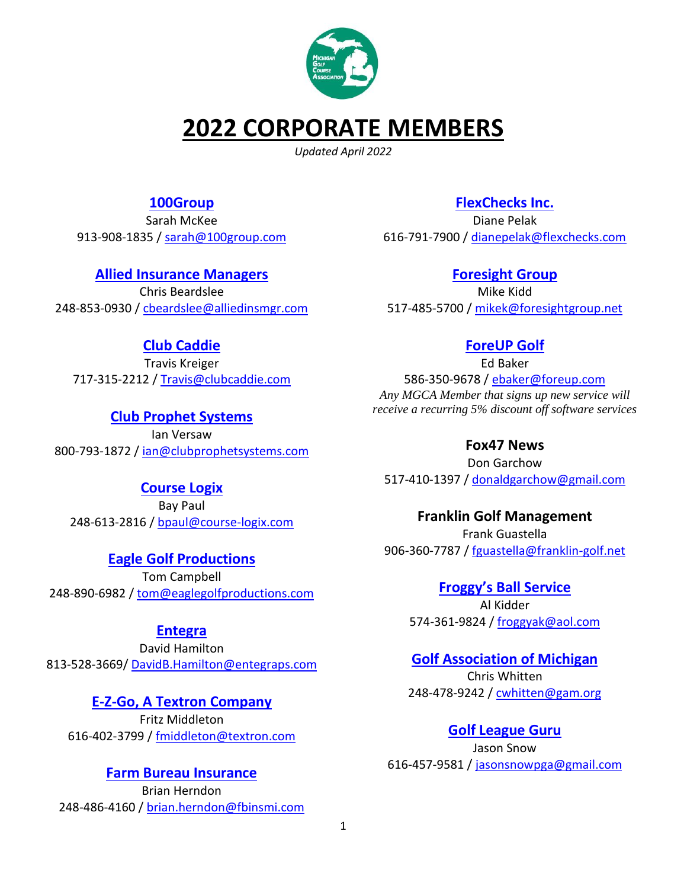# 2022 CORPORATE MEMBERS

*Updated April 2022*

### 100Group
Sarah McKee
913-908-1835 / sarah@100group.com

### Allied Insurance Managers
Chris Beardslee
248-853-0930 / cbeardslee@alliedinsmgr.com

### Club Caddie
Travis Kreiger
717-315-2212 / Travis@clubcaddie.com

### Club Prophet Systems
Ian Versaw
800-793-1872 / ian@clubprophetsystems.com

### Course Logix
Bay Paul
248-613-2816 / bpaul@course-logix.com

### Eagle Golf Productions
Tom Campbell
248-890-6982 / tom@eaglegolfproductions.com

### Entegra
David Hamilton
813-528-3669/ DavidB.Hamilton@entegraps.com

### E-Z-Go, A Textron Company
Fritz Middleton
616-402-3799 / fmiddleton@textron.com

### Farm Bureau Insurance
Brian Herndon
248-486-4160 / brian.herndon@fbinsmi.com

### FlexChecks Inc.
Diane Pelak
616-791-7900 / dianepelak@flexchecks.com

### Foresight Group
Mike Kidd
517-485-5700 / mikek@foresightgroup.net

### ForeUP Golf
Ed Baker
586-350-9678 / ebaker@foreup.com
*Any MGCA Member that signs up new service will receive a recurring 5% discount off software services*

### Fox47 News
Don Garchow
517-410-1397 / donaldgarchow@gmail.com

### Franklin Golf Management
Frank Guastella
906-360-7787 / fguastella@franklin-golf.net

### Froggy's Ball Service
Al Kidder
574-361-9824 / froggyak@aol.com

### Golf Association of Michigan
Chris Whitten
248-478-9242 / cwhitten@gam.org

### Golf League Guru
Jason Snow
616-457-9581 / jasonsnowpga@gmail.com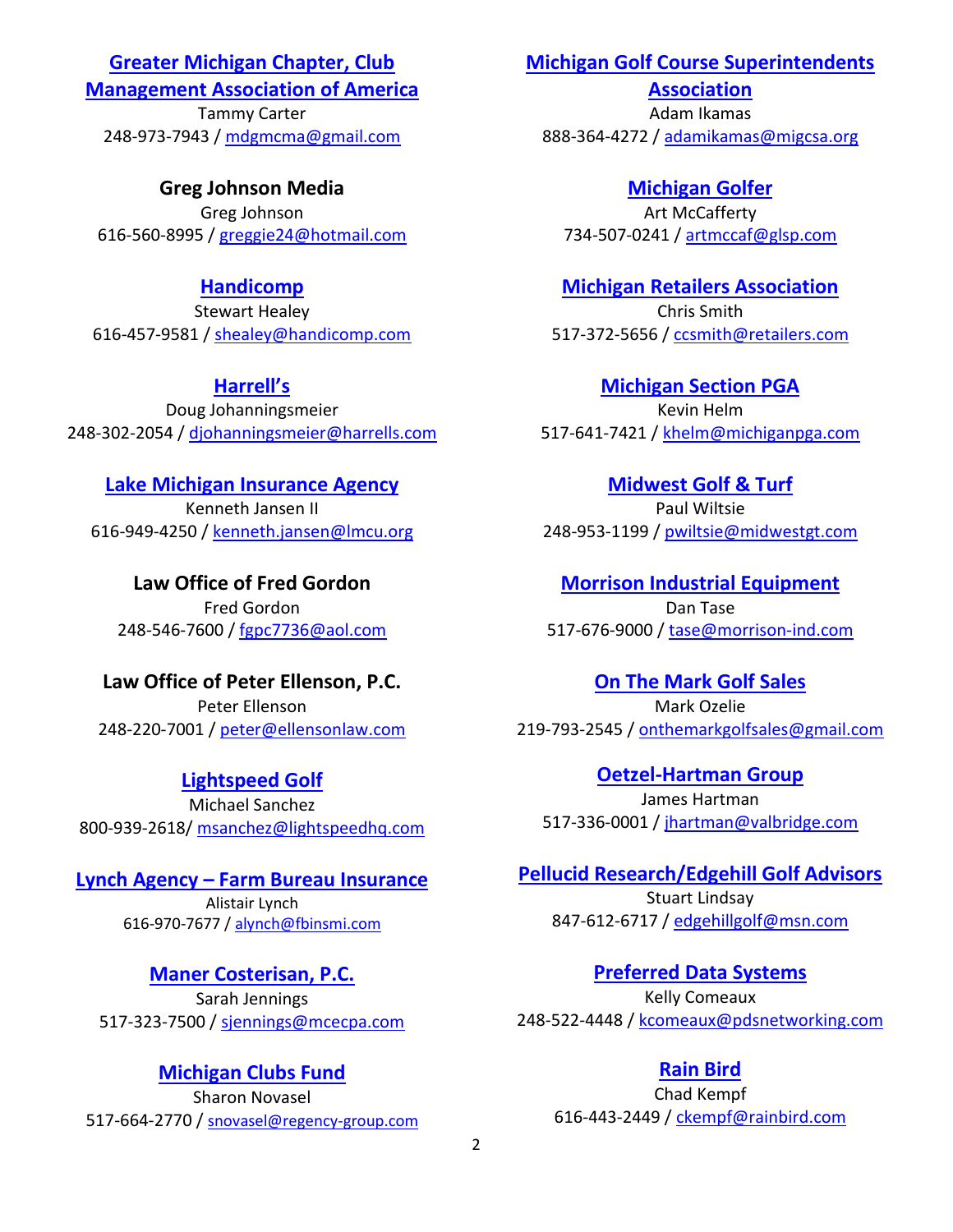**Greater Michigan Chapter, Club Management Association of America**
Tammy Carter
248-973-7943 / mdgmcma@gmail.com

**Greg Johnson Media**
Greg Johnson
616-560-8995 / greggie24@hotmail.com

**Handicomp**
Stewart Healey
616-457-9581 / shealey@handicomp.com

**Harrell's**
Doug Johanningsmeier
248-302-2054 / djohanningsmeier@harrells.com

**Lake Michigan Insurance Agency**
Kenneth Jansen II
616-949-4250 / kenneth.jansen@lmcu.org

**Law Office of Fred Gordon**
Fred Gordon
248-546-7600 / fgpc7736@aol.com

**Law Office of Peter Ellenson, P.C.**
Peter Ellenson
248-220-7001 / peter@ellensonlaw.com

**Lightspeed Golf**
Michael Sanchez
800-939-2618/ msanchez@lightspeedhq.com

**Lynch Agency – Farm Bureau Insurance**
Alistair Lynch
616-970-7677 / alynch@fbinsmi.com

**Maner Costerisan, P.C.**
Sarah Jennings
517-323-7500 / sjennings@mcecpa.com

**Michigan Clubs Fund**
Sharon Novasel
517-664-2770 / snovasel@regency-group.com

**Michigan Golf Course Superintendents Association**
Adam Ikamas
888-364-4272 / adamikamas@migcsa.org

**Michigan Golfer**
Art McCafferty
734-507-0241 / artmccaf@glsp.com

**Michigan Retailers Association**
Chris Smith
517-372-5656 / ccsmith@retailers.com

**Michigan Section PGA**
Kevin Helm
517-641-7421 / khelm@michiganpga.com

**Midwest Golf & Turf**
Paul Wiltsie
248-953-1199 / pwiltsie@midwestgt.com

**Morrison Industrial Equipment**
Dan Tase
517-676-9000 / tase@morrison-ind.com

**On The Mark Golf Sales**
Mark Ozelie
219-793-2545 / onthemarkgolfsales@gmail.com

**Oetzel-Hartman Group**
James Hartman
517-336-0001 / jhartman@valbridge.com

**Pellucid Research/Edgehill Golf Advisors**
Stuart Lindsay
847-612-6717 / edgehillgolf@msn.com

**Preferred Data Systems**
Kelly Comeaux
248-522-4448 / kcomeaux@pdsnetworking.com

**Rain Bird**
Chad Kempf
616-443-2449 / ckempf@rainbird.com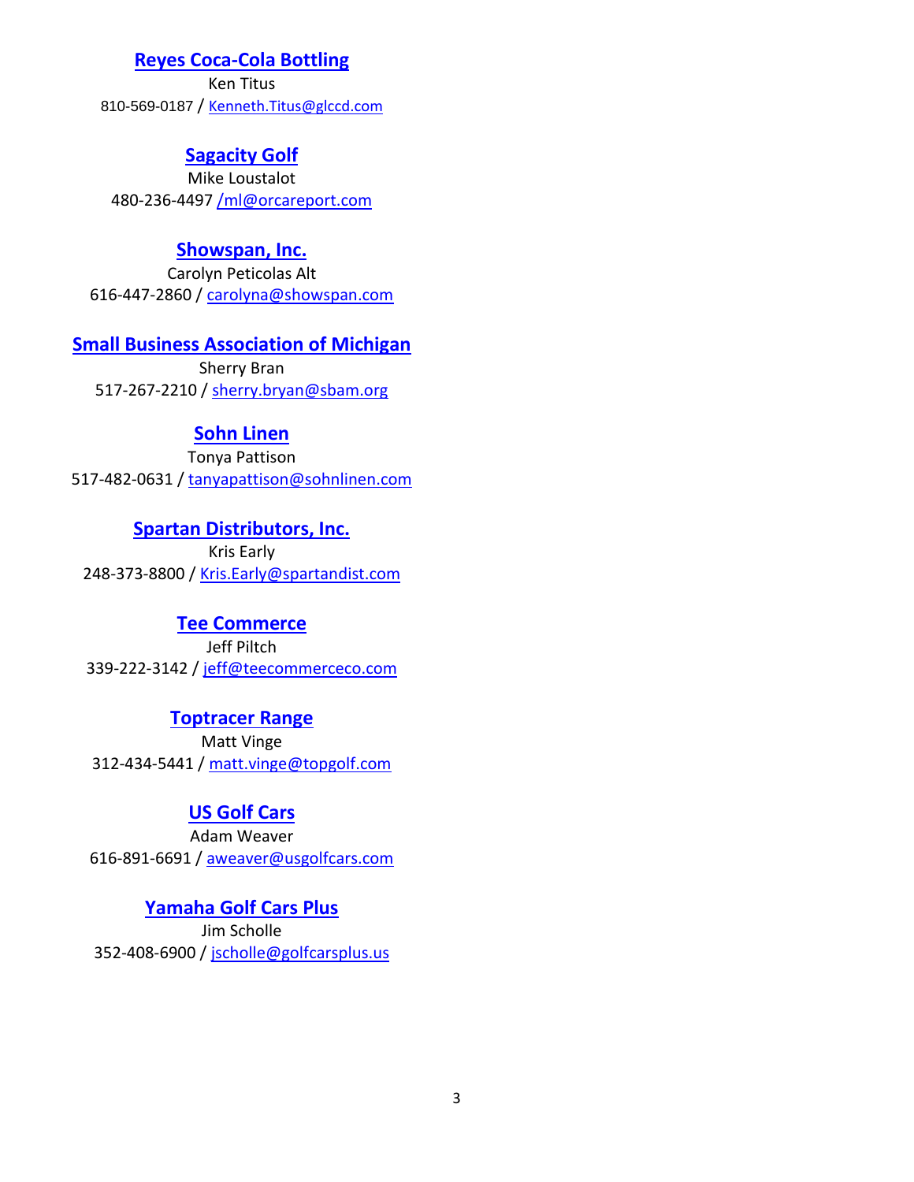**Reyes Coca-Cola Bottling**
Ken Titus
810-569-0187 / Kenneth.Titus@glccd.com

**Sagacity Golf**
Mike Loustalot
480-236-4497 /ml@orcareport.com

**Showspan, Inc.**
Carolyn Peticolas Alt
616-447-2860 / carolyna@showspan.com

**Small Business Association of Michigan**
Sherry Bran
517-267-2210 / sherry.bryan@sbam.org

**Sohn Linen**
Tonya Pattison
517-482-0631 / tanyapattison@sohnlinen.com

**Spartan Distributors, Inc.**
Kris Early
248-373-8800 / Kris.Early@spartandist.com

**Tee Commerce**
Jeff Piltch
339-222-3142 / jeff@teecommerceco.com

**Toptracer Range**
Matt Vinge
312-434-5441 / matt.vinge@topgolf.com

**US Golf Cars**
Adam Weaver
616-891-6691 / aweaver@usgolfcars.com

**Yamaha Golf Cars Plus**
Jim Scholle
352-408-6900 / jscholle@golfcarsplus.us